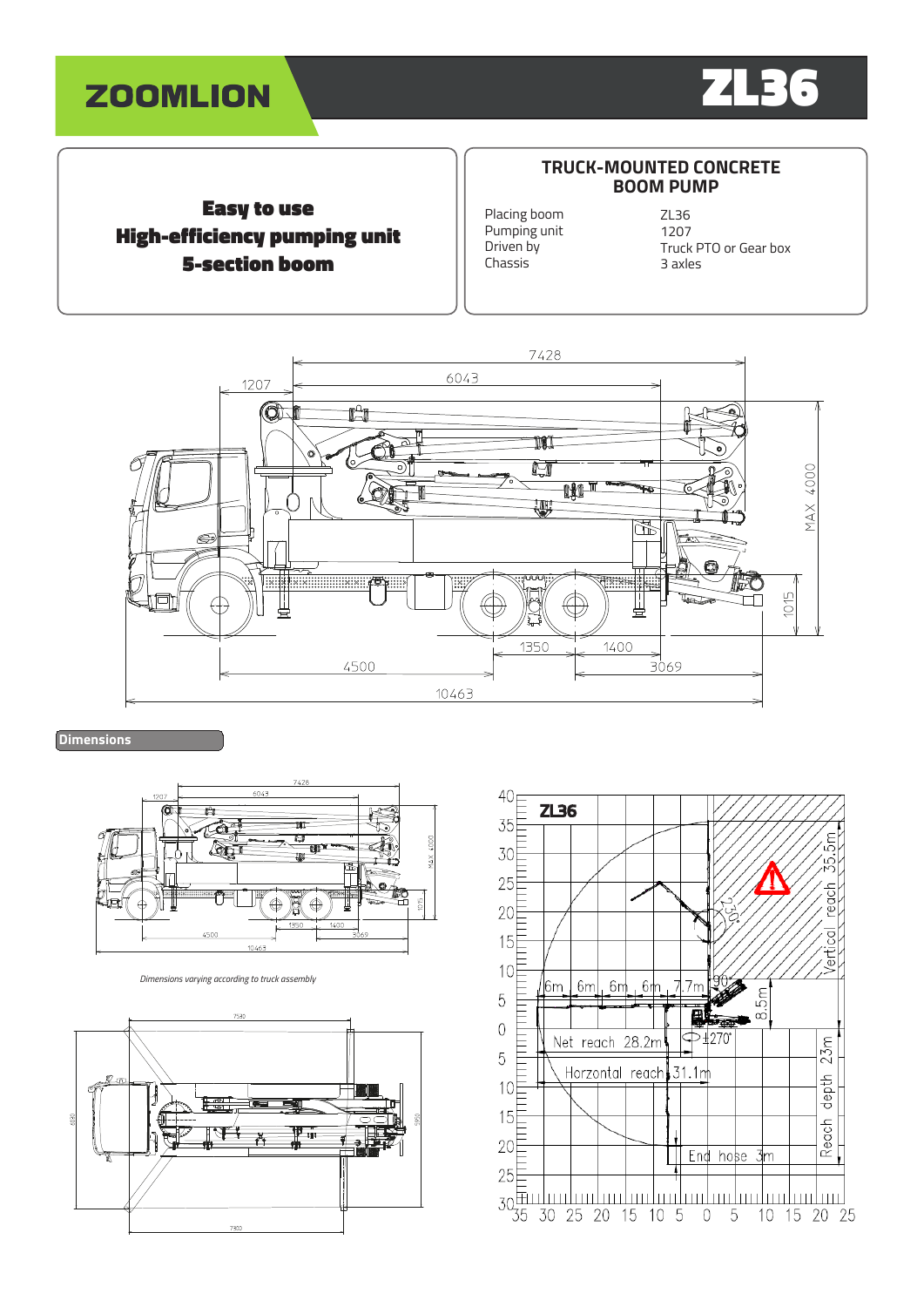# ZOOMLION ZL36

**Easy to use**
**High-efficiency pumping unit**
**5-section boom**

## TRUCK-MOUNTED CONCRETE BOOM PUMP

| | |
|---|---|
| Placing boom | ZL36 |
| Pumping unit | 1207 |
| Driven by | Truck PTO or Gear box |
| Chassis | 3 axles |

## Dimensions

*Dimensions varying according to truck assembly*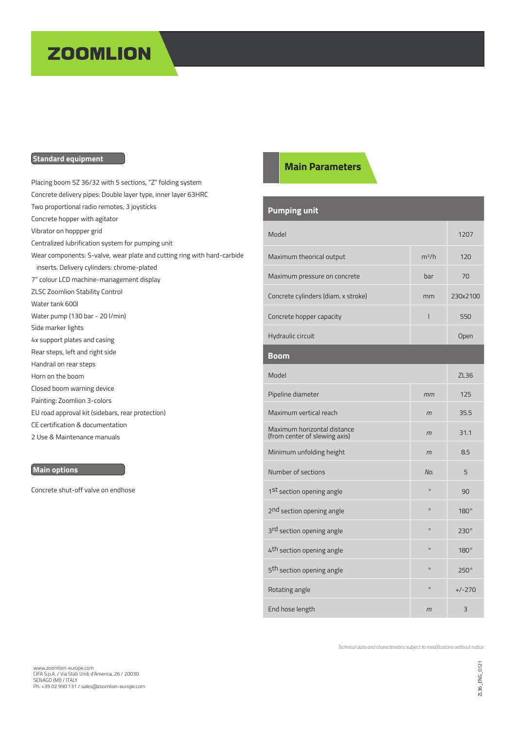## Standard equipment

Placing boom 5Z 36/32 with 5 sections, "Z" folding system
Concrete delivery pipes: Double layer type, inner layer 63HRC
Two proportional radio remotes, 3 joysticks
Concrete hopper with agitator
Vibrator on hoppper grid
Centralized lubrification system for pumping unit
Wear components: S-valve, wear plate and cutting ring with hard-carbide inserts. Delivery cylinders: chrome-plated
7" colour LCD machine-management display
ZLSC Zoomlion Stability Control
Water tank 600l
Water pump (130 bar - 20 l/min)
Side marker lights
4x support plates and casing
Rear steps, left and right side
Handrail on rear steps
Horn on the boom
Closed boom warning device
Painting: Zoomlion 3-colors
EU road approval kit (sidebars, rear protection)
CE certification & documentation
2 Use & Maintenance manuals

## Main options

Concrete shut-off valve on endhose

## Main Parameters

| | | |
|---|---|---|
| **Pumping unit** | | |
| Model | | 1207 |
| Maximum theorical output | $m^3/h$ | 120 |
| Maximum pressure on concrete | bar | 70 |
| Concrete cylinders (diam. x stroke) | mm | 230x2100 |
| Concrete hopper capacity | l | 550 |
| Hydraulic circuit | | Open |
| **Boom** | | |
| Model | | ZL36 |
| Pipeline diameter | *mm* | 125 |
| Maximum vertical reach | *m* | 35.5 |
| Maximum horizontal distance (from center of slewing axis) | *m* | 31.1 |
| Minimum unfolding height | *m* | 8.5 |
| Number of sections | *No.* | 5 |
| 1st section opening angle | ° | 90 |
| 2nd section opening angle | ° | 180° |
| 3rd section opening angle | ° | 230° |
| 4th section opening angle | ° | 180° |
| 5th section opening angle | ° | 250° |
| Rotating angle | ° | +/-270 |
| End hose length | *m* | 3 |

*Technical data and characteristics subject to modifications without notice*

www.zoomlion-europe.com
CIFA S.p.A. / Via Stati Uniti d'America, 26 / 20030
SENAGO (MI) / ITALY
Ph. +39 02 990 131 / sales@zoomlion-europe.com

ZL36_ENG_0121